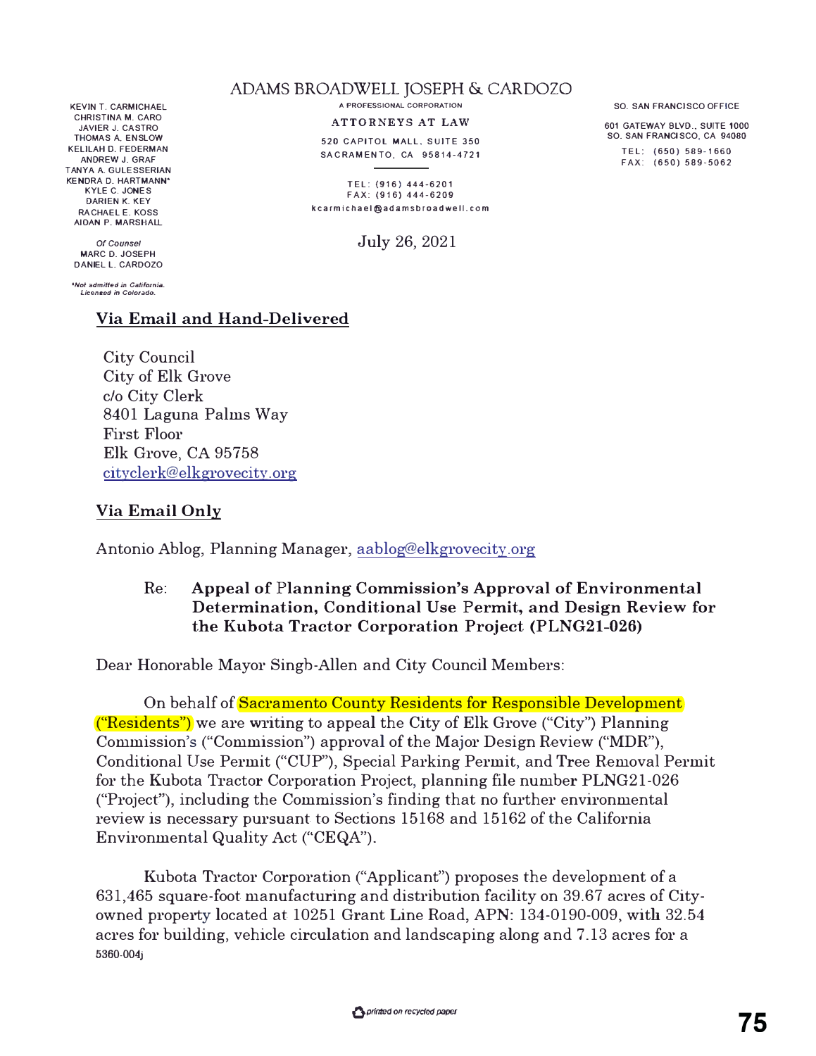ADAMS BROADWELL JOSEPH & CARDOZO

A PROFESSIONAL CORPORATION

ATTORNEYS AT LAW

520 CAPITOL MALL, SUITE 350
SACRAMENTO, CA 95814-4721

TEL: (916) 444-6201
FAX: (916) 444-6209
kcarmichael@adamsbroadwell.com

KEVIN T. CARMICHAEL
CHRISTINA M. CARO
JAVIER J. CASTRO
THOMAS A. ENSLOW
KELILAH D. FEDERMAN
ANDREW J. GRAF
TANYA A. GULESSERIAN
KENDRA D. HARTMANN*
KYLE C. JONES
DARIEN K. KEY
RACHAEL E. KOSS
AIDAN P. MARSHALL

*Of Counsel*
MARC D. JOSEPH
DANIEL L. CARDOZO

*\*Not admitted in California. Licensed in Colorado.*

SO. SAN FRANCISCO OFFICE

601 GATEWAY BLVD., SUITE 1000
SO. SAN FRANCISCO, CA 94080

TEL: (650) 589-1660
FAX: (650) 589-5062

July 26, 2021

**Via Email and Hand-Delivered**

City Council
City of Elk Grove
c/o City Clerk
8401 Laguna Palms Way
First Floor
Elk Grove, CA 95758
cityclerk@elkgrovecity.org

**Via Email Only**

Antonio Ablog, Planning Manager, aablog@elkgrovecity.org

Re: **Appeal of Planning Commission's Approval of Environmental Determination, Conditional Use Permit, and Design Review for the Kubota Tractor Corporation Project (PLNG21-026)**

Dear Honorable Mayor Singh-Allen and City Council Members:

On behalf of Sacramento County Residents for Responsible Development ("Residents") we are writing to appeal the City of Elk Grove ("City") Planning Commission's ("Commission") approval of the Major Design Review ("MDR"), Conditional Use Permit ("CUP"), Special Parking Permit, and Tree Removal Permit for the Kubota Tractor Corporation Project, planning file number PLNG21-026 ("Project"), including the Commission's finding that no further environmental review is necessary pursuant to Sections 15168 and 15162 of the California Environmental Quality Act ("CEQA").

Kubota Tractor Corporation ("Applicant") proposes the development of a 631,465 square-foot manufacturing and distribution facility on 39.67 acres of City-owned property located at 10251 Grant Line Road, APN: 134-0190-009, with 32.54 acres for building, vehicle circulation and landscaping along and 7.13 acres for a

5360-004j

printed on recycled paper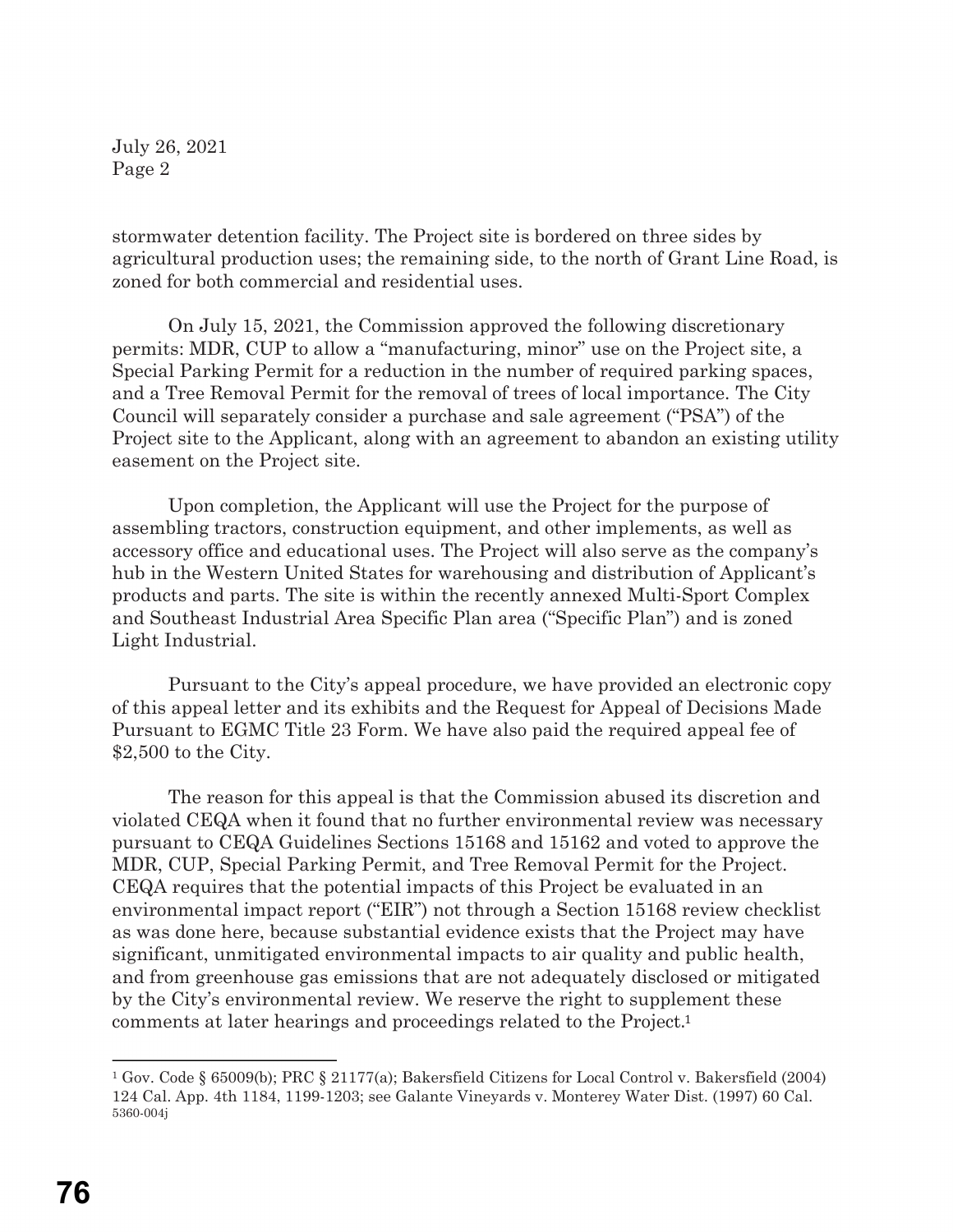stormwater detention facility. The Project site is bordered on three sides by agricultural production uses; the remaining side, to the north of Grant Line Road, is zoned for both commercial and residential uses.

On July 15, 2021, the Commission approved the following discretionary permits: MDR, CUP to allow a "manufacturing, minor" use on the Project site, a Special Parking Permit for a reduction in the number of required parking spaces, and a Tree Removal Permit for the removal of trees of local importance. The City Council will separately consider a purchase and sale agreement ("PSA") of the Project site to the Applicant, along with an agreement to abandon an existing utility easement on the Project site.

Upon completion, the Applicant will use the Project for the purpose of assembling tractors, construction equipment, and other implements, as well as accessory office and educational uses. The Project will also serve as the company's hub in the Western United States for warehousing and distribution of Applicant's products and parts. The site is within the recently annexed Multi-Sport Complex and Southeast Industrial Area Specific Plan area ("Specific Plan") and is zoned Light Industrial.

Pursuant to the City's appeal procedure, we have provided an electronic copy of this appeal letter and its exhibits and the Request for Appeal of Decisions Made Pursuant to EGMC Title 23 Form. We have also paid the required appeal fee of $2,500 to the City.

The reason for this appeal is that the Commission abused its discretion and violated CEQA when it found that no further environmental review was necessary pursuant to CEQA Guidelines Sections 15168 and 15162 and voted to approve the MDR, CUP, Special Parking Permit, and Tree Removal Permit for the Project. CEQA requires that the potential impacts of this Project be evaluated in an environmental impact report ("EIR") not through a Section 15168 review checklist as was done here, because substantial evidence exists that the Project may have significant, unmitigated environmental impacts to air quality and public health, and from greenhouse gas emissions that are not adequately disclosed or mitigated by the City's environmental review. We reserve the right to supplement these comments at later hearings and proceedings related to the Project.[1]

[1] Gov. Code § 65009(b); PRC § 21177(a); Bakersfield Citizens for Local Control v. Bakersfield (2004) 124 Cal. App. 4th 1184, 1199-1203; see Galante Vineyards v. Monterey Water Dist. (1997) 60 Cal.

5360-004j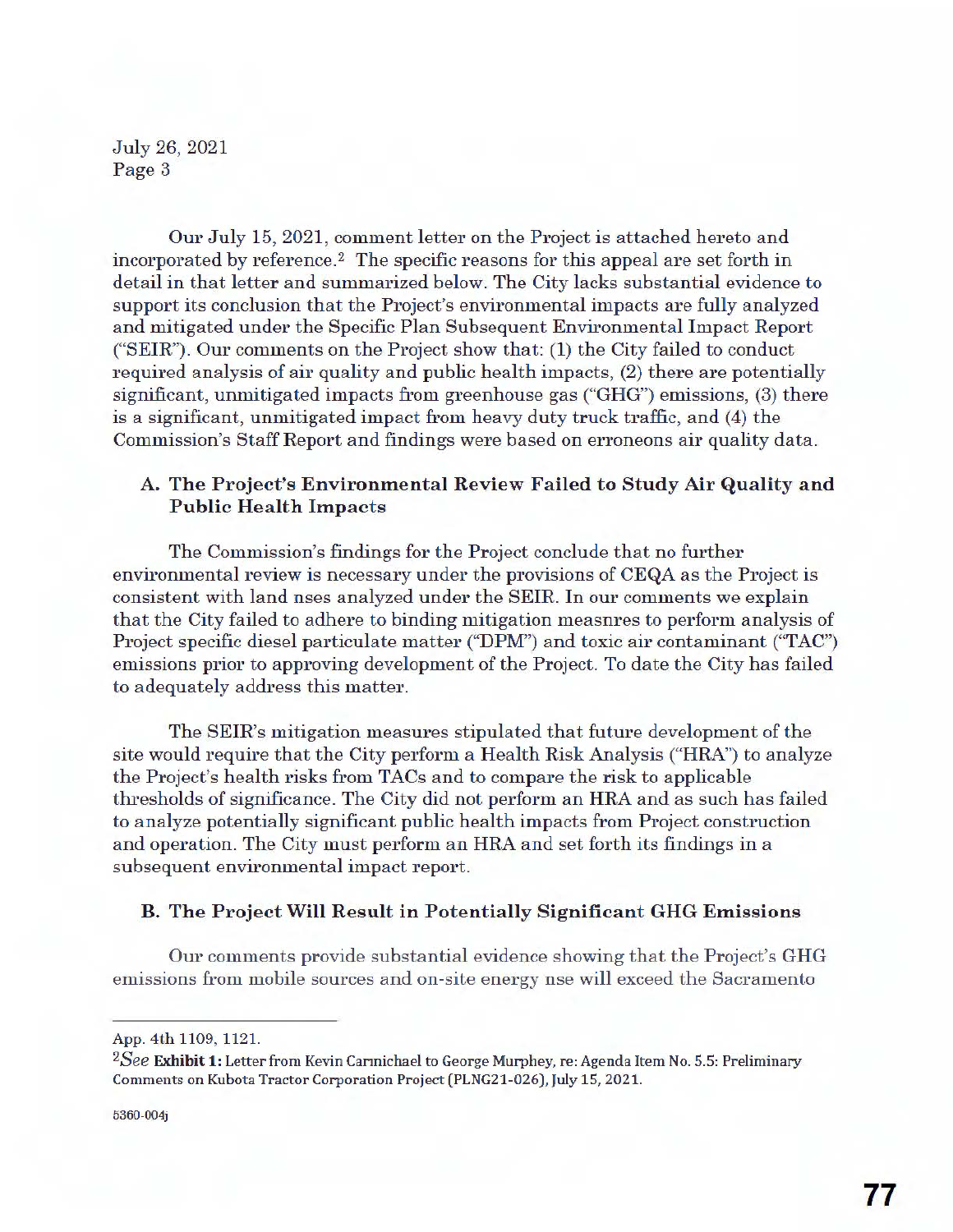Our July 15, 2021, comment letter on the Project is attached hereto and incorporated by reference.[2] The specific reasons for this appeal are set forth in detail in that letter and summarized below. The City lacks substantial evidence to support its conclusion that the Project's environmental impacts are fully analyzed and mitigated under the Specific Plan Subsequent Environmental Impact Report ("SEIR"). Our comments on the Project show that: (1) the City failed to conduct required analysis of air quality and public health impacts, (2) there are potentially significant, unmitigated impacts from greenhouse gas ("GHG") emissions, (3) there is a significant, unmitigated impact from heavy duty truck traffic, and (4) the Commission's Staff Report and findings were based on erroneons air quality data.

### A. The Project's Environmental Review Failed to Study Air Quality and Public Health Impacts

The Commission's findings for the Project conclude that no further environmental review is necessary under the provisions of CEQA as the Project is consistent with land nses analyzed under the SEIR. In our comments we explain that the City failed to adhere to binding mitigation measnres to perform analysis of Project specific diesel particulate matter ("DPM") and toxic air contaminant ("TAC") emissions prior to approving development of the Project. To date the City has failed to adequately address this matter.

The SEIR's mitigation measures stipulated that future development of the site would require that the City perform a Health Risk Analysis ("HRA") to analyze the Project's health risks from TACs and to compare the risk to applicable thresholds of significance. The City did not perform an HRA and as such has failed to analyze potentially significant public health impacts from Project construction and operation. The City must perform an HRA and set forth its findings in a subsequent environmental impact report.

### B. The Project Will Result in Potentially Significant GHG Emissions

Our comments provide substantial evidence showing that the Project's GHG emissions from mobile sources and on-site energy nse will exceed the Sacramento

---

App. 4th 1109, 1121.

[2] *See* **Exhibit 1:** Letter from Kevin Carmichael to George Murphey, re: Agenda Item No. 5.5: Preliminary Comments on Kubota Tractor Corporation Project (PLNG21-026), July 15, 2021.

5360-004j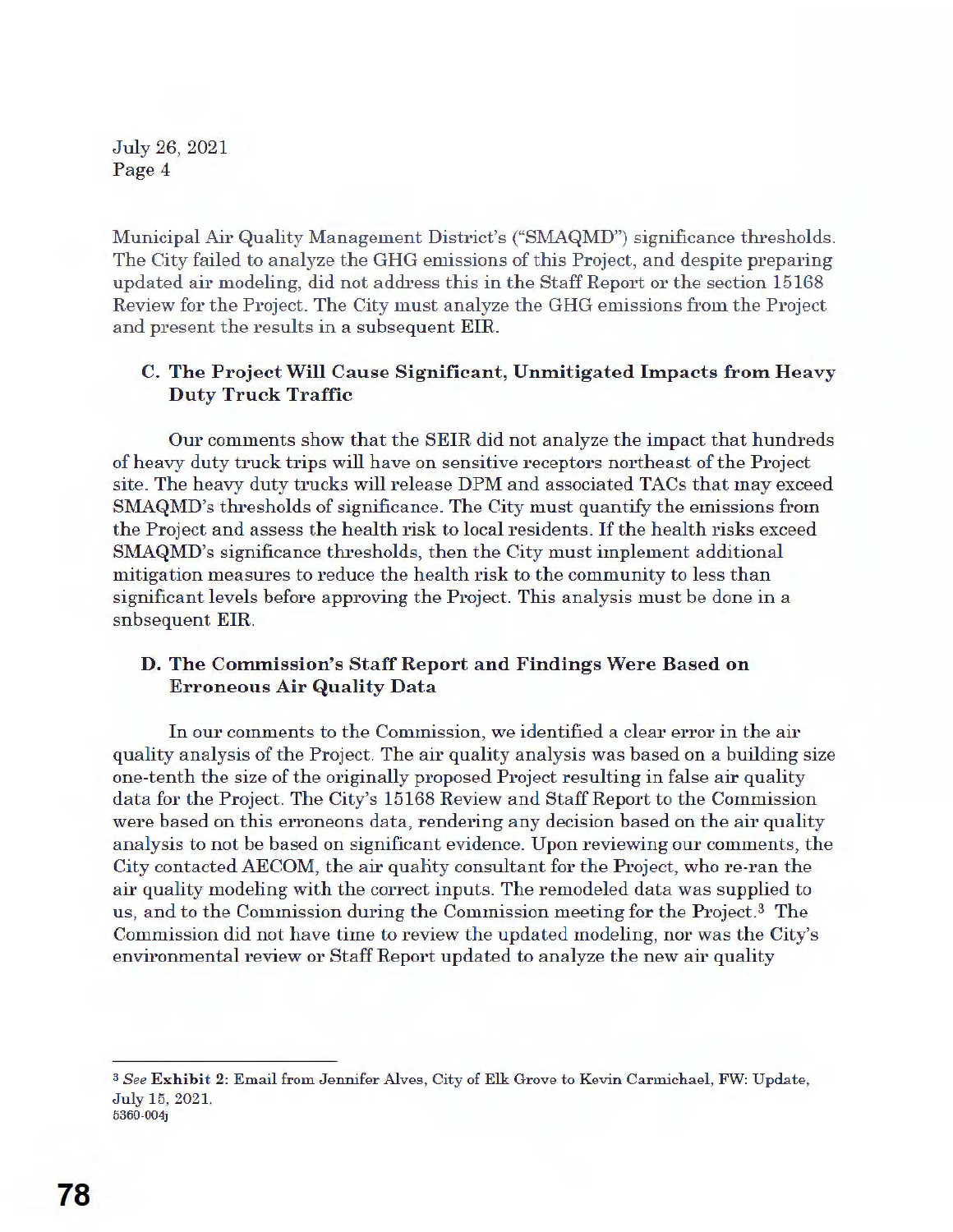Municipal Air Quality Management District's ("SMAQMD") significance thresholds. The City failed to analyze the GHG emissions of this Project, and despite preparing updated air modeling, did not address this in the Staff Report or the section 15168 Review for the Project. The City must analyze the GHG emissions from the Project and present the results in a subsequent EIR.

### C. The Project Will Cause Significant, Unmitigated Impacts from Heavy Duty Truck Traffic

Our comments show that the SEIR did not analyze the impact that hundreds of heavy duty truck trips will have on sensitive receptors northeast of the Project site. The heavy duty trucks will release DPM and associated TACs that may exceed SMAQMD's thresholds of significance. The City must quantify the emissions from the Project and assess the health risk to local residents. If the health risks exceed SMAQMD's significance thresholds, then the City must implement additional mitigation measures to reduce the health risk to the community to less than significant levels before approving the Project. This analysis must be done in a snbsequent EIR.

### D. The Commission's Staff Report and Findings Were Based on Erroneous Air Quality Data

In our comments to the Commission, we identified a clear error in the air quality analysis of the Project. The air quality analysis was based on a building size one-tenth the size of the originally proposed Project resulting in false air quality data for the Project. The City's 15168 Review and Staff Report to the Commission were based on this erroneons data, rendering any decision based on the air quality analysis to not be based on significant evidence. Upon reviewing our comments, the City contacted AECOM, the air quality consultant for the Project, who re-ran the air quality modeling with the correct inputs. The remodeled data was supplied to us, and to the Commission during the Commission meeting for the Project.[3] The Commission did not have time to review the updated modeling, nor was the City's environmental review or Staff Report updated to analyze the new air quality

---

[3] *See* **Exhibit 2**: Email from Jennifer Alves, City of Elk Grove to Kevin Carmichael, FW: Update, July 15, 2021.

5360-004j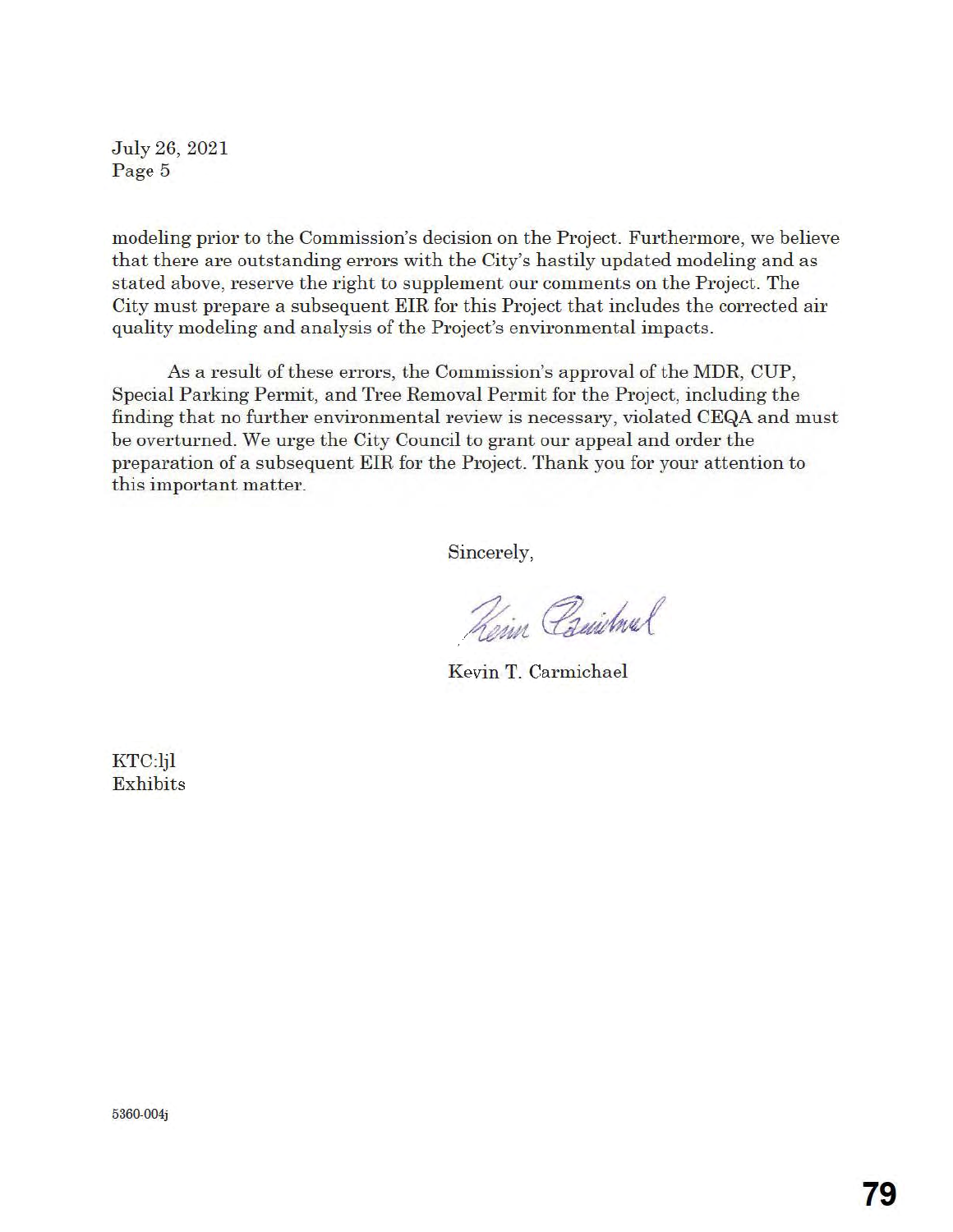modeling prior to the Commission's decision on the Project. Furthermore, we believe that there are outstanding errors with the City's hastily updated modeling and as stated above, reserve the right to supplement our comments on the Project. The City must prepare a subsequent EIR for this Project that includes the corrected air quality modeling and analysis of the Project's environmental impacts.

As a result of these errors, the Commission's approval of the MDR, CUP, Special Parking Permit, and Tree Removal Permit for the Project, including the finding that no further environmental review is necessary, violated CEQA and must be overturned. We urge the City Council to grant our appeal and order the preparation of a subsequent EIR for the Project. Thank you for your attention to this important matter.

Sincerely,

Kevin T. Carmichael

KTC:ljl
Exhibits

5360-004j